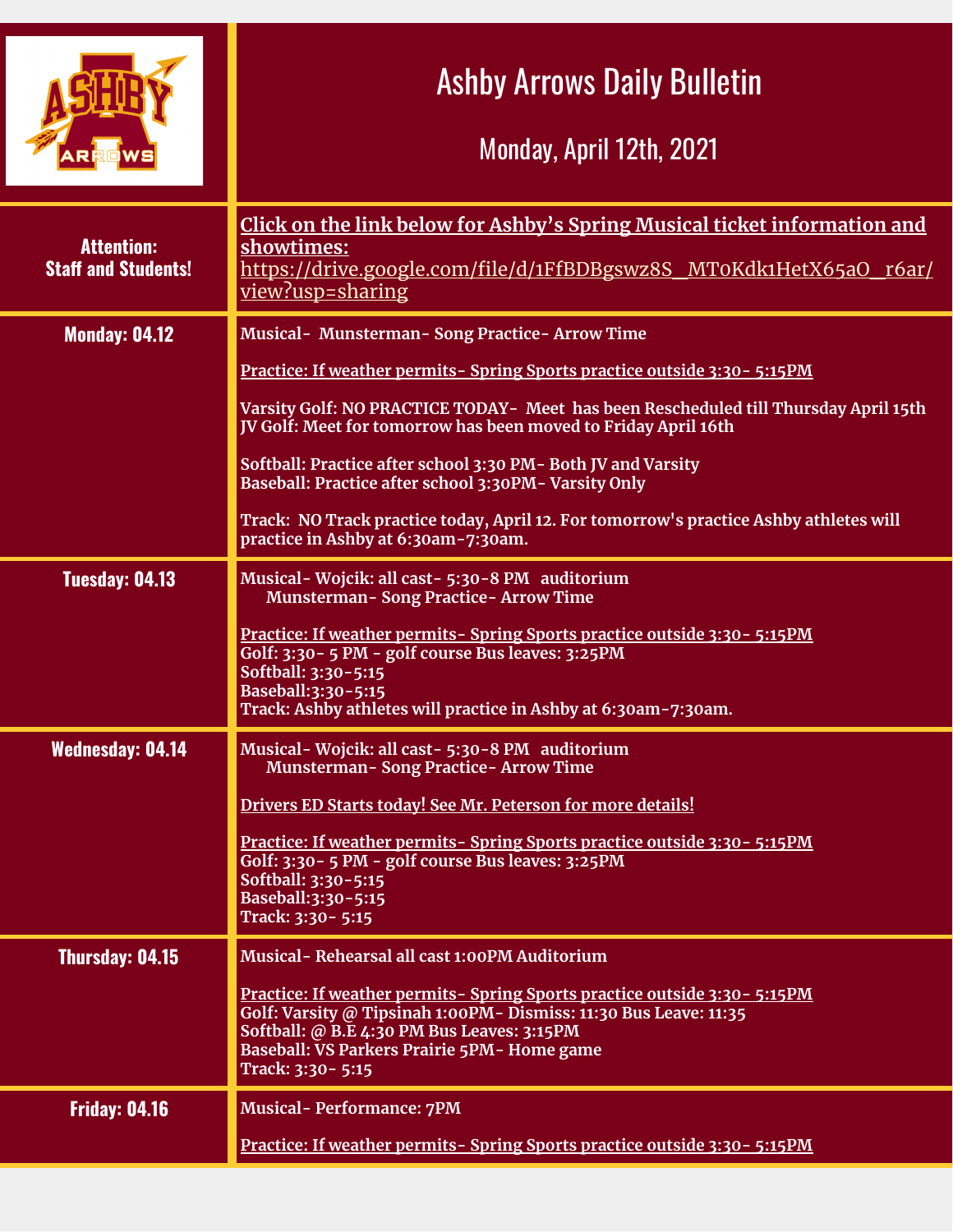# Ashby Arrows Daily Bulletin

## Monday, April 12th, 2021

| | |
|---|---|
| **Attention: Staff and Students!** | **Click on the link below for Ashby's Spring Musical ticket information and showtimes:** https://drive.google.com/file/d/1FfBDBgswz8S_MT0Kdk1HetX65aO_r6ar/view?usp=sharing |
| **Monday: 04.12** | Musical- Munsterman- Song Practice- Arrow Time<br><br>Practice: If weather permits- Spring Sports practice outside 3:30- 5:15PM<br><br>Varsity Golf: NO PRACTICE TODAY- Meet has been Rescheduled till Thursday April 15th<br>JV Golf: Meet for tomorrow has been moved to Friday April 16th<br><br>Softball: Practice after school 3:30 PM- Both JV and Varsity<br>Baseball: Practice after school 3:30PM- Varsity Only<br><br>Track: NO Track practice today, April 12. For tomorrow's practice Ashby athletes will practice in Ashby at 6:30am-7:30am. |
| **Tuesday: 04.13** | Musical- Wojcik: all cast- 5:30-8 PM auditorium<br>Munsterman- Song Practice- Arrow Time<br><br>Practice: If weather permits- Spring Sports practice outside 3:30- 5:15PM<br>Golf: 3:30- 5 PM - golf course Bus leaves: 3:25PM<br>Softball: 3:30-5:15<br>Baseball:3:30-5:15<br>Track: Ashby athletes will practice in Ashby at 6:30am-7:30am. |
| **Wednesday: 04.14** | Musical- Wojcik: all cast- 5:30-8 PM auditorium<br>Munsterman- Song Practice- Arrow Time<br><br>Drivers ED Starts today! See Mr. Peterson for more details!<br><br>Practice: If weather permits- Spring Sports practice outside 3:30- 5:15PM<br>Golf: 3:30- 5 PM - golf course Bus leaves: 3:25PM<br>Softball: 3:30-5:15<br>Baseball:3:30-5:15<br>Track: 3:30- 5:15 |
| **Thursday: 04.15** | Musical- Rehearsal all cast 1:00PM Auditorium<br><br>Practice: If weather permits- Spring Sports practice outside 3:30- 5:15PM<br>Golf: Varsity @ Tipsinah 1:00PM- Dismiss: 11:30 Bus Leave: 11:35<br>Softball: @ B.E 4:30 PM Bus Leaves: 3:15PM<br>Baseball: VS Parkers Prairie 5PM- Home game<br>Track: 3:30- 5:15 |
| **Friday: 04.16** | Musical- Performance: 7PM<br><br>Practice: If weather permits- Spring Sports practice outside 3:30- 5:15PM |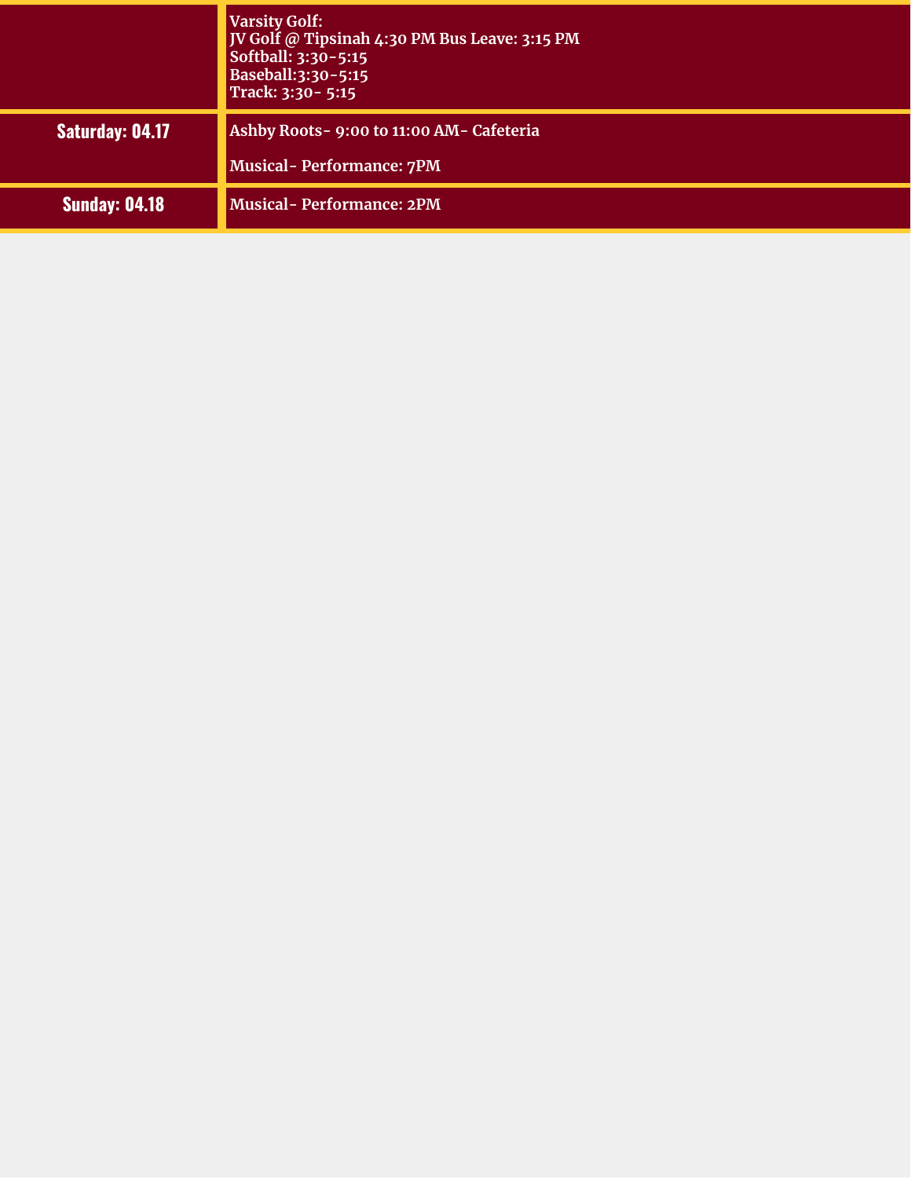| | |
|---|---|
| | Varsity Golf:<br>JV Golf @ Tipsinah 4:30 PM Bus Leave: 3:15 PM<br>Softball: 3:30-5:15<br>Baseball:3:30-5:15<br>Track: 3:30- 5:15 |
| **Saturday: 04.17** | Ashby Roots- 9:00 to 11:00 AM- Cafeteria<br><br>Musical- Performance: 7PM |
| **Sunday: 04.18** | Musical- Performance: 2PM |